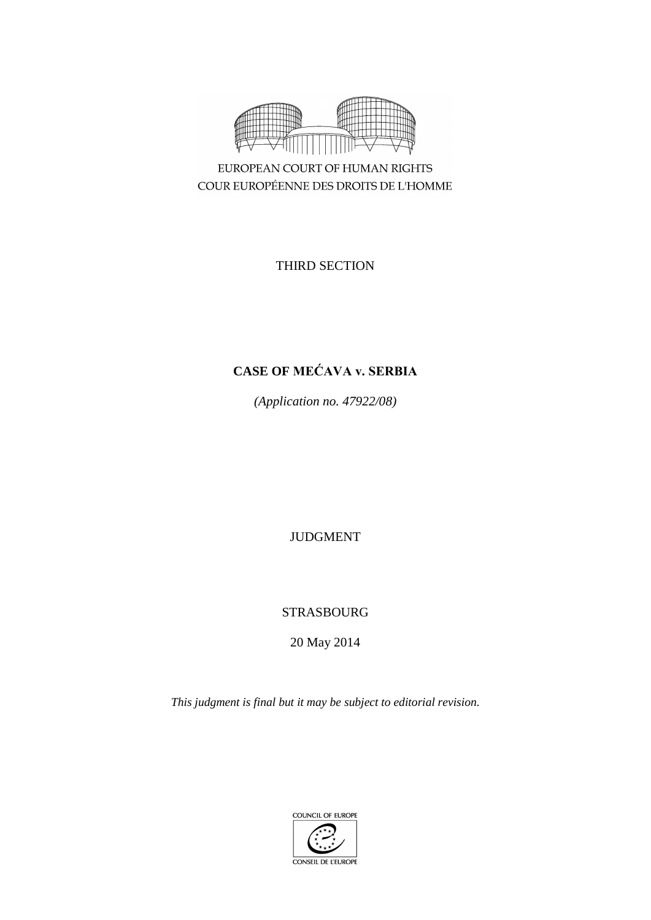EUROPEAN COURT OF HUMAN RIGHTS
COUR EUROPÉENNE DES DROITS DE L'HOMME

THIRD SECTION

# CASE OF MEĆAVA v. SERBIA

*(Application no. 47922/08)*

JUDGMENT

STRASBOURG

20 May 2014

*This judgment is final but it may be subject to editorial revision.*

COUNCIL OF EUROPE
CONSEIL DE L'EUROPE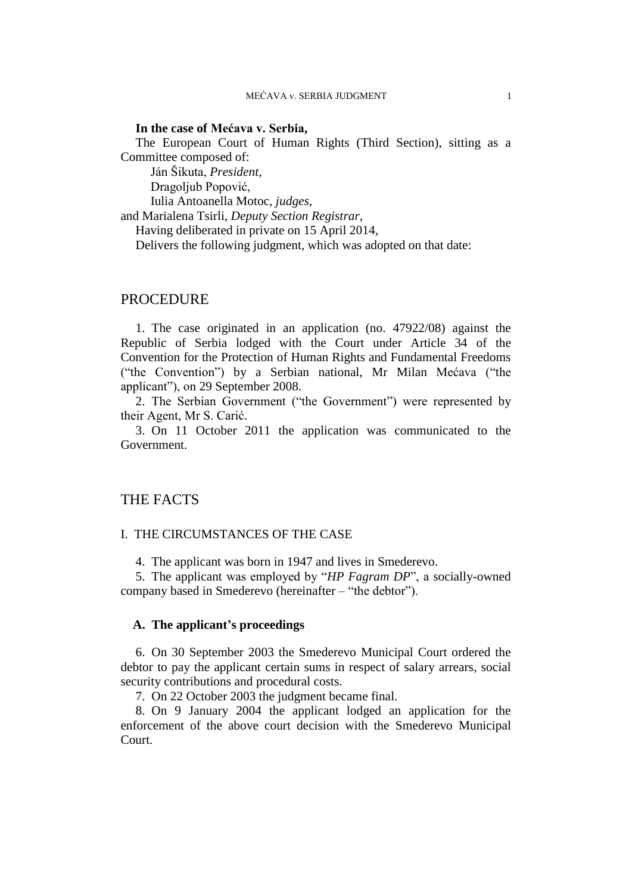**In the case of Mećava v. Serbia,**

The European Court of Human Rights (Third Section), sitting as a Committee composed of:

Ján Šikuta, *President,*
Dragoljub Popović,
Iulia Antoanella Motoc, *judges,*
and Marialena Tsirli, *Deputy Section Registrar,*

Having deliberated in private on 15 April 2014,

Delivers the following judgment, which was adopted on that date:

# PROCEDURE

1. The case originated in an application (no. 47922/08) against the Republic of Serbia lodged with the Court under Article 34 of the Convention for the Protection of Human Rights and Fundamental Freedoms ("the Convention") by a Serbian national, Mr Milan Mećava ("the applicant"), on 29 September 2008.

2. The Serbian Government ("the Government") were represented by their Agent, Mr S. Carić.

3. On 11 October 2011 the application was communicated to the Government.

# THE FACTS

## I. THE CIRCUMSTANCES OF THE CASE

4. The applicant was born in 1947 and lives in Smederevo.

5. The applicant was employed by "*HP Fagram DP*", a socially-owned company based in Smederevo (hereinafter – "the debtor").

### A. The applicant's proceedings

6. On 30 September 2003 the Smederevo Municipal Court ordered the debtor to pay the applicant certain sums in respect of salary arrears, social security contributions and procedural costs.

7. On 22 October 2003 the judgment became final.

8. On 9 January 2004 the applicant lodged an application for the enforcement of the above court decision with the Smederevo Municipal Court.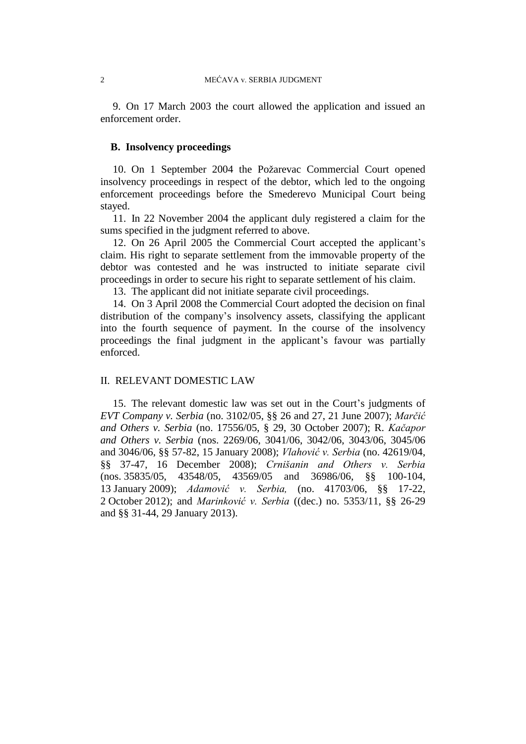9. On 17 March 2003 the court allowed the application and issued an enforcement order.

### B. Insolvency proceedings

10. On 1 September 2004 the Požarevac Commercial Court opened insolvency proceedings in respect of the debtor, which led to the ongoing enforcement proceedings before the Smederevo Municipal Court being stayed.

11. In 22 November 2004 the applicant duly registered a claim for the sums specified in the judgment referred to above.

12. On 26 April 2005 the Commercial Court accepted the applicant's claim. His right to separate settlement from the immovable property of the debtor was contested and he was instructed to initiate separate civil proceedings in order to secure his right to separate settlement of his claim.

13. The applicant did not initiate separate civil proceedings.

14. On 3 April 2008 the Commercial Court adopted the decision on final distribution of the company's insolvency assets, classifying the applicant into the fourth sequence of payment. In the course of the insolvency proceedings the final judgment in the applicant's favour was partially enforced.

## II. RELEVANT DOMESTIC LAW

15. The relevant domestic law was set out in the Court's judgments of *EVT Company v. Serbia* (no. 3102/05, §§ 26 and 27, 21 June 2007); *Marčić and Others v. Serbia* (no. 17556/05, § 29, 30 October 2007); R. *Kačapor and Others v. Serbia* (nos. 2269/06, 3041/06, 3042/06, 3043/06, 3045/06 and 3046/06, §§ 57-82, 15 January 2008); *Vlahović v. Serbia* (no. 42619/04, §§ 37-47, 16 December 2008); *Crnišanin and Others v. Serbia* (nos. 35835/05, 43548/05, 43569/05 and 36986/06, §§ 100-104, 13 January 2009); *Adamović v. Serbia,* (no. 41703/06, §§ 17-22, 2 October 2012); and *Marinković v. Serbia* ((dec.) no. 5353/11, §§ 26-29 and §§ 31-44, 29 January 2013).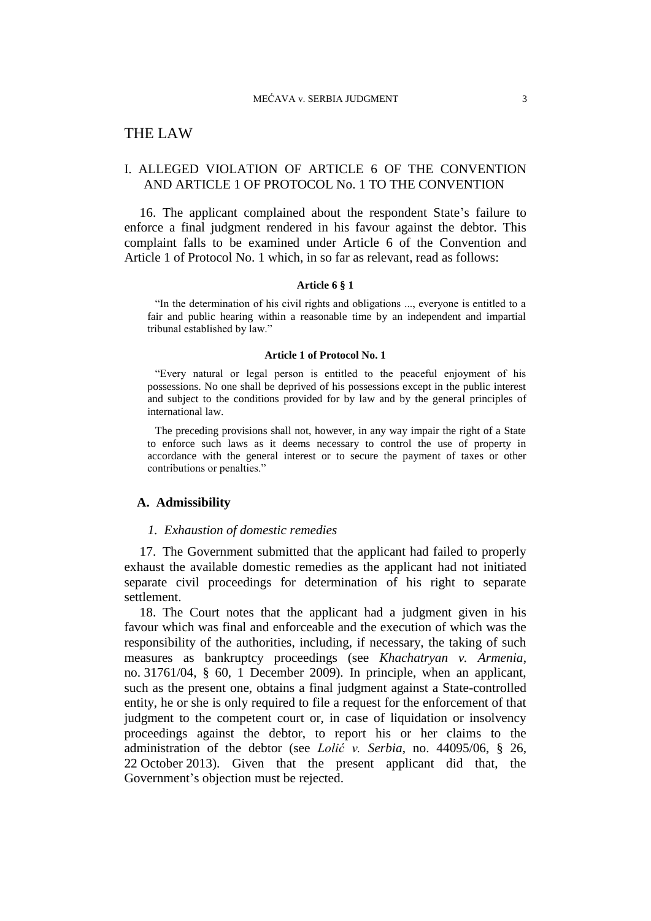# THE LAW

## I. ALLEGED VIOLATION OF ARTICLE 6 OF THE CONVENTION AND ARTICLE 1 OF PROTOCOL No. 1 TO THE CONVENTION

16. The applicant complained about the respondent State's failure to enforce a final judgment rendered in his favour against the debtor. This complaint falls to be examined under Article 6 of the Convention and Article 1 of Protocol No. 1 which, in so far as relevant, read as follows:

**Article 6 § 1**

"In the determination of his civil rights and obligations ..., everyone is entitled to a fair and public hearing within a reasonable time by an independent and impartial tribunal established by law."

**Article 1 of Protocol No. 1**

"Every natural or legal person is entitled to the peaceful enjoyment of his possessions. No one shall be deprived of his possessions except in the public interest and subject to the conditions provided for by law and by the general principles of international law.

The preceding provisions shall not, however, in any way impair the right of a State to enforce such laws as it deems necessary to control the use of property in accordance with the general interest or to secure the payment of taxes or other contributions or penalties."

### A. Admissibility

#### *1. Exhaustion of domestic remedies*

17. The Government submitted that the applicant had failed to properly exhaust the available domestic remedies as the applicant had not initiated separate civil proceedings for determination of his right to separate settlement.

18. The Court notes that the applicant had a judgment given in his favour which was final and enforceable and the execution of which was the responsibility of the authorities, including, if necessary, the taking of such measures as bankruptcy proceedings (see *Khachatryan v. Armenia*, no. 31761/04, § 60, 1 December 2009). In principle, when an applicant, such as the present one, obtains a final judgment against a State-controlled entity, he or she is only required to file a request for the enforcement of that judgment to the competent court or, in case of liquidation or insolvency proceedings against the debtor, to report his or her claims to the administration of the debtor (see *Lolić v. Serbia*, no. 44095/06, § 26, 22 October 2013). Given that the present applicant did that, the Government's objection must be rejected.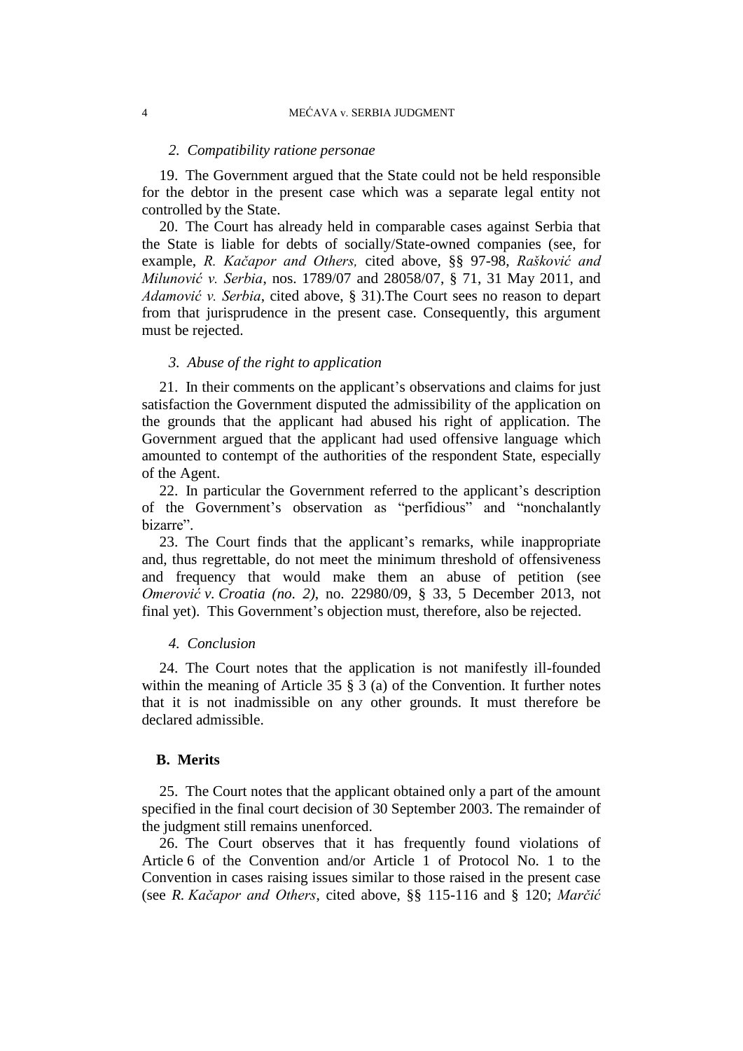*2. Compatibility ratione personae*

19. The Government argued that the State could not be held responsible for the debtor in the present case which was a separate legal entity not controlled by the State.

20. The Court has already held in comparable cases against Serbia that the State is liable for debts of socially/State-owned companies (see, for example, *R. Kačapor and Others,* cited above, §§ 97-98, *Rašković and Milunović v. Serbia*, nos. 1789/07 and 28058/07, § 71, 31 May 2011, and *Adamović v. Serbia*, cited above, § 31).The Court sees no reason to depart from that jurisprudence in the present case. Consequently, this argument must be rejected.

*3. Abuse of the right to application*

21. In their comments on the applicant's observations and claims for just satisfaction the Government disputed the admissibility of the application on the grounds that the applicant had abused his right of application. The Government argued that the applicant had used offensive language which amounted to contempt of the authorities of the respondent State, especially of the Agent.

22. In particular the Government referred to the applicant's description of the Government's observation as "perfidious" and "nonchalantly bizarre".

23. The Court finds that the applicant's remarks, while inappropriate and, thus regrettable, do not meet the minimum threshold of offensiveness and frequency that would make them an abuse of petition (see *Omerović v. Croatia (no. 2)*, no. 22980/09, § 33, 5 December 2013, not final yet). This Government's objection must, therefore, also be rejected.

*4. Conclusion*

24. The Court notes that the application is not manifestly ill-founded within the meaning of Article 35 § 3 (a) of the Convention. It further notes that it is not inadmissible on any other grounds. It must therefore be declared admissible.

**B. Merits**

25. The Court notes that the applicant obtained only a part of the amount specified in the final court decision of 30 September 2003. The remainder of the judgment still remains unenforced.

26. The Court observes that it has frequently found violations of Article 6 of the Convention and/or Article 1 of Protocol No. 1 to the Convention in cases raising issues similar to those raised in the present case (see *R. Kačapor and Others*, cited above, §§ 115-116 and § 120; *Marčić*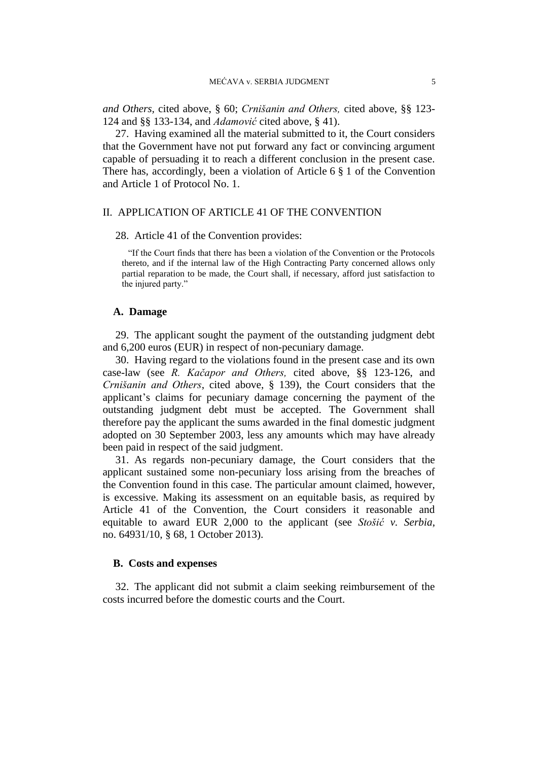*and Others*, cited above, § 60; *Crnišanin and Others,* cited above, §§ 123-124 and §§ 133-134, and *Adamović* cited above, § 41).

27. Having examined all the material submitted to it, the Court considers that the Government have not put forward any fact or convincing argument capable of persuading it to reach a different conclusion in the present case. There has, accordingly, been a violation of Article 6 § 1 of the Convention and Article 1 of Protocol No. 1.

## II. APPLICATION OF ARTICLE 41 OF THE CONVENTION

28. Article 41 of the Convention provides:

> "If the Court finds that there has been a violation of the Convention or the Protocols thereto, and if the internal law of the High Contracting Party concerned allows only partial reparation to be made, the Court shall, if necessary, afford just satisfaction to the injured party."

### A. Damage

29. The applicant sought the payment of the outstanding judgment debt and 6,200 euros (EUR) in respect of non-pecuniary damage.

30. Having regard to the violations found in the present case and its own case-law (see *R. Kačapor and Others,* cited above, §§ 123-126, and *Crnišanin and Others*, cited above, § 139), the Court considers that the applicant's claims for pecuniary damage concerning the payment of the outstanding judgment debt must be accepted. The Government shall therefore pay the applicant the sums awarded in the final domestic judgment adopted on 30 September 2003, less any amounts which may have already been paid in respect of the said judgment.

31. As regards non-pecuniary damage, the Court considers that the applicant sustained some non-pecuniary loss arising from the breaches of the Convention found in this case. The particular amount claimed, however, is excessive. Making its assessment on an equitable basis, as required by Article 41 of the Convention, the Court considers it reasonable and equitable to award EUR 2,000 to the applicant (see *Stošić v. Serbia*, no. 64931/10, § 68, 1 October 2013).

### B. Costs and expenses

32. The applicant did not submit a claim seeking reimbursement of the costs incurred before the domestic courts and the Court.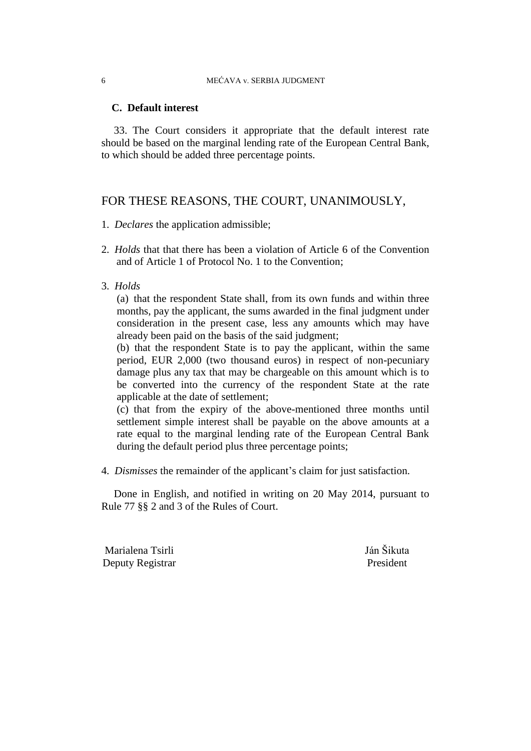### C. Default interest

33. The Court considers it appropriate that the default interest rate should be based on the marginal lending rate of the European Central Bank, to which should be added three percentage points.

## FOR THESE REASONS, THE COURT, UNANIMOUSLY,

1. *Declares* the application admissible;

2. *Holds* that that there has been a violation of Article 6 of the Convention and of Article 1 of Protocol No. 1 to the Convention;

3. *Holds*

   (a) that the respondent State shall, from its own funds and within three months, pay the applicant, the sums awarded in the final judgment under consideration in the present case, less any amounts which may have already been paid on the basis of the said judgment;

   (b) that the respondent State is to pay the applicant, within the same period, EUR 2,000 (two thousand euros) in respect of non-pecuniary damage plus any tax that may be chargeable on this amount which is to be converted into the currency of the respondent State at the rate applicable at the date of settlement;

   (c) that from the expiry of the above-mentioned three months until settlement simple interest shall be payable on the above amounts at a rate equal to the marginal lending rate of the European Central Bank during the default period plus three percentage points;

4. *Dismisses* the remainder of the applicant's claim for just satisfaction.

Done in English, and notified in writing on 20 May 2014, pursuant to Rule 77 §§ 2 and 3 of the Rules of Court.

Marialena Tsirli
Deputy Registrar

Ján Šikuta
President